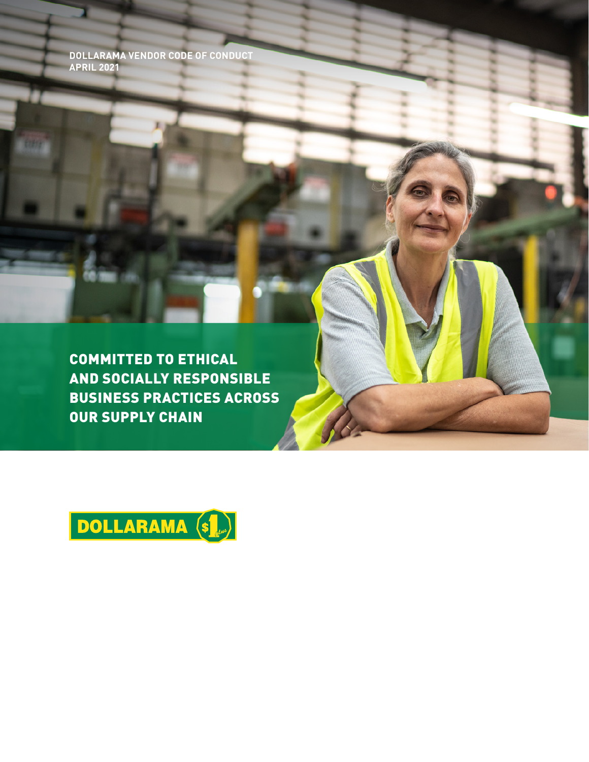DOLLARAMA VENDOR CODE OF CONDUCT
APRIL 2021

# COMMITTED TO ETHICAL AND SOCIALLY RESPONSIBLE BUSINESS PRACTICES ACROSS OUR SUPPLY CHAIN

DOLLARAMA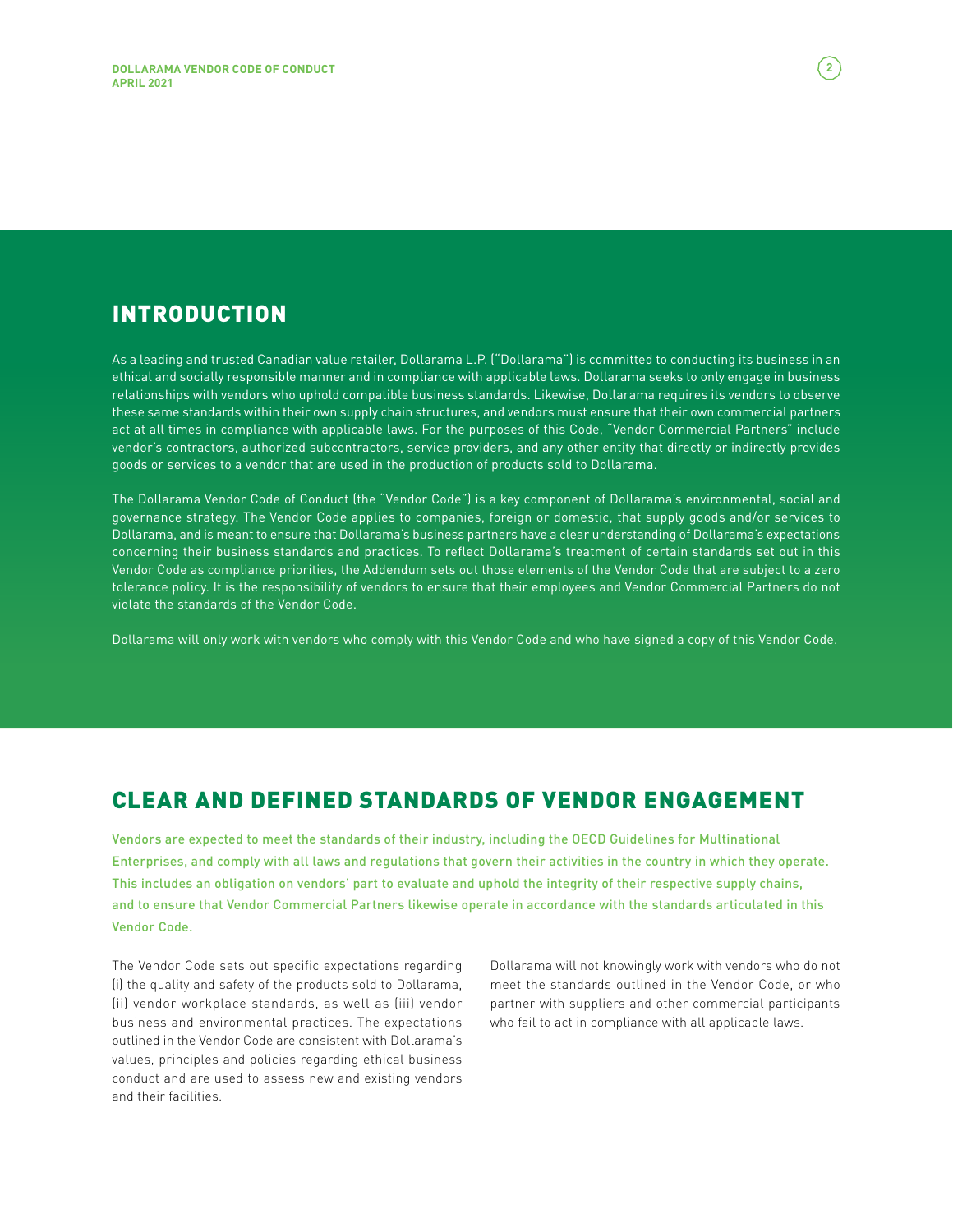## INTRODUCTION

As a leading and trusted Canadian value retailer, Dollarama L.P. ("Dollarama") is committed to conducting its business in an ethical and socially responsible manner and in compliance with applicable laws. Dollarama seeks to only engage in business relationships with vendors who uphold compatible business standards. Likewise, Dollarama requires its vendors to observe these same standards within their own supply chain structures, and vendors must ensure that their own commercial partners act at all times in compliance with applicable laws. For the purposes of this Code, "Vendor Commercial Partners" include vendor's contractors, authorized subcontractors, service providers, and any other entity that directly or indirectly provides goods or services to a vendor that are used in the production of products sold to Dollarama.

The Dollarama Vendor Code of Conduct (the "Vendor Code") is a key component of Dollarama's environmental, social and governance strategy. The Vendor Code applies to companies, foreign or domestic, that supply goods and/or services to Dollarama, and is meant to ensure that Dollarama's business partners have a clear understanding of Dollarama's expectations concerning their business standards and practices. To reflect Dollarama's treatment of certain standards set out in this Vendor Code as compliance priorities, the Addendum sets out those elements of the Vendor Code that are subject to a zero tolerance policy. It is the responsibility of vendors to ensure that their employees and Vendor Commercial Partners do not violate the standards of the Vendor Code.

Dollarama will only work with vendors who comply with this Vendor Code and who have signed a copy of this Vendor Code.

## CLEAR AND DEFINED STANDARDS OF VENDOR ENGAGEMENT

Vendors are expected to meet the standards of their industry, including the OECD Guidelines for Multinational Enterprises, and comply with all laws and regulations that govern their activities in the country in which they operate. This includes an obligation on vendors' part to evaluate and uphold the integrity of their respective supply chains, and to ensure that Vendor Commercial Partners likewise operate in accordance with the standards articulated in this Vendor Code.

The Vendor Code sets out specific expectations regarding (i) the quality and safety of the products sold to Dollarama, (ii) vendor workplace standards, as well as (iii) vendor business and environmental practices. The expectations outlined in the Vendor Code are consistent with Dollarama's values, principles and policies regarding ethical business conduct and are used to assess new and existing vendors and their facilities.

Dollarama will not knowingly work with vendors who do not meet the standards outlined in the Vendor Code, or who partner with suppliers and other commercial participants who fail to act in compliance with all applicable laws.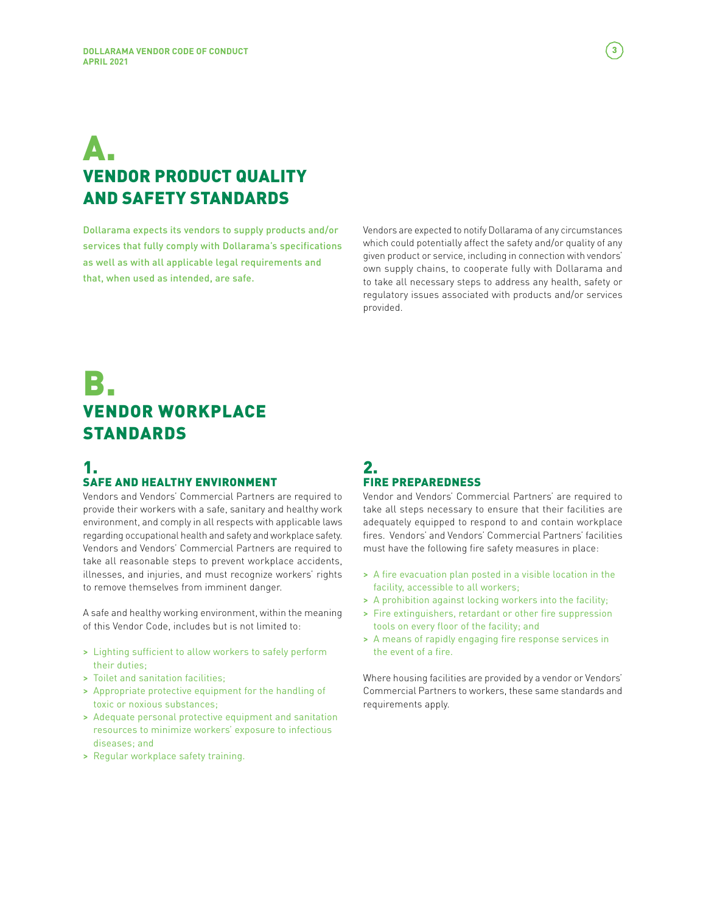# A. VENDOR PRODUCT QUALITY AND SAFETY STANDARDS

**Dollarama expects its vendors to supply products and/or services that fully comply with Dollarama's specifications as well as with all applicable legal requirements and that, when used as intended, are safe.**

Vendors are expected to notify Dollarama of any circumstances which could potentially affect the safety and/or quality of any given product or service, including in connection with vendors' own supply chains, to cooperate fully with Dollarama and to take all necessary steps to address any health, safety or regulatory issues associated with products and/or services provided.

# B. VENDOR WORKPLACE STANDARDS

## 1. SAFE AND HEALTHY ENVIRONMENT

Vendors and Vendors' Commercial Partners are required to provide their workers with a safe, sanitary and healthy work environment, and comply in all respects with applicable laws regarding occupational health and safety and workplace safety. Vendors and Vendors' Commercial Partners are required to take all reasonable steps to prevent workplace accidents, illnesses, and injuries, and must recognize workers' rights to remove themselves from imminent danger.

A safe and healthy working environment, within the meaning of this Vendor Code, includes but is not limited to:

- Lighting sufficient to allow workers to safely perform their duties;
- Toilet and sanitation facilities;
- Appropriate protective equipment for the handling of toxic or noxious substances;
- Adequate personal protective equipment and sanitation resources to minimize workers' exposure to infectious diseases; and
- Regular workplace safety training.

## 2. FIRE PREPAREDNESS

Vendor and Vendors' Commercial Partners' are required to take all steps necessary to ensure that their facilities are adequately equipped to respond to and contain workplace fires. Vendors' and Vendors' Commercial Partners' facilities must have the following fire safety measures in place:

- A fire evacuation plan posted in a visible location in the facility, accessible to all workers;
- A prohibition against locking workers into the facility;
- Fire extinguishers, retardant or other fire suppression tools on every floor of the facility; and
- A means of rapidly engaging fire response services in the event of a fire.

Where housing facilities are provided by a vendor or Vendors' Commercial Partners to workers, these same standards and requirements apply.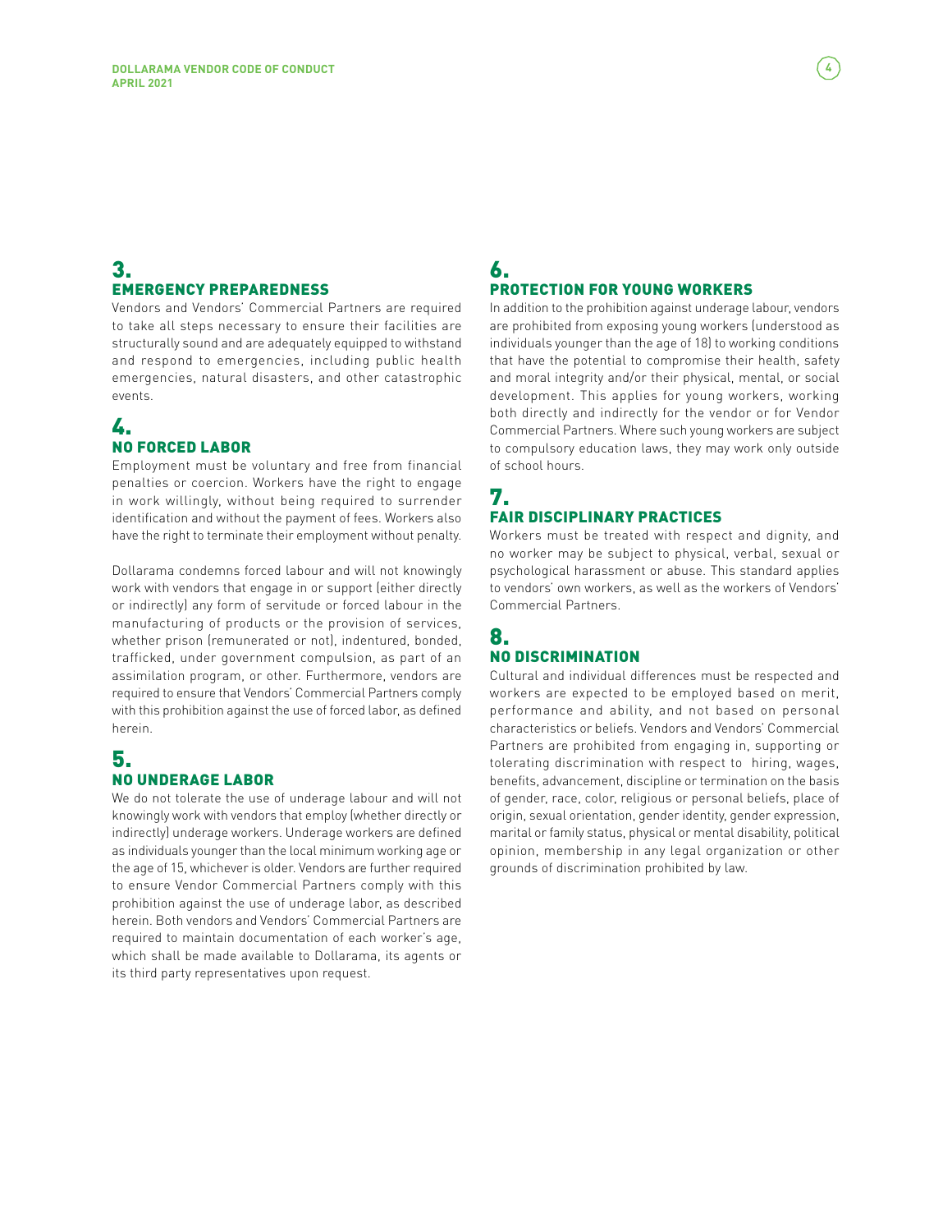## 3. EMERGENCY PREPAREDNESS

Vendors and Vendors' Commercial Partners are required to take all steps necessary to ensure their facilities are structurally sound and are adequately equipped to withstand and respond to emergencies, including public health emergencies, natural disasters, and other catastrophic events.

## 4. NO FORCED LABOR

Employment must be voluntary and free from financial penalties or coercion. Workers have the right to engage in work willingly, without being required to surrender identification and without the payment of fees. Workers also have the right to terminate their employment without penalty.

Dollarama condemns forced labour and will not knowingly work with vendors that engage in or support (either directly or indirectly) any form of servitude or forced labour in the manufacturing of products or the provision of services, whether prison (remunerated or not), indentured, bonded, trafficked, under government compulsion, as part of an assimilation program, or other. Furthermore, vendors are required to ensure that Vendors' Commercial Partners comply with this prohibition against the use of forced labor, as defined herein.

## 5. NO UNDERAGE LABOR

We do not tolerate the use of underage labour and will not knowingly work with vendors that employ (whether directly or indirectly) underage workers. Underage workers are defined as individuals younger than the local minimum working age or the age of 15, whichever is older. Vendors are further required to ensure Vendor Commercial Partners comply with this prohibition against the use of underage labor, as described herein. Both vendors and Vendors' Commercial Partners are required to maintain documentation of each worker's age, which shall be made available to Dollarama, its agents or its third party representatives upon request.

## 6. PROTECTION FOR YOUNG WORKERS

In addition to the prohibition against underage labour, vendors are prohibited from exposing young workers (understood as individuals younger than the age of 18) to working conditions that have the potential to compromise their health, safety and moral integrity and/or their physical, mental, or social development. This applies for young workers, working both directly and indirectly for the vendor or for Vendor Commercial Partners. Where such young workers are subject to compulsory education laws, they may work only outside of school hours.

## 7. FAIR DISCIPLINARY PRACTICES

Workers must be treated with respect and dignity, and no worker may be subject to physical, verbal, sexual or psychological harassment or abuse. This standard applies to vendors' own workers, as well as the workers of Vendors' Commercial Partners.

## 8. NO DISCRIMINATION

Cultural and individual differences must be respected and workers are expected to be employed based on merit, performance and ability, and not based on personal characteristics or beliefs. Vendors and Vendors' Commercial Partners are prohibited from engaging in, supporting or tolerating discrimination with respect to hiring, wages, benefits, advancement, discipline or termination on the basis of gender, race, color, religious or personal beliefs, place of origin, sexual orientation, gender identity, gender expression, marital or family status, physical or mental disability, political opinion, membership in any legal organization or other grounds of discrimination prohibited by law.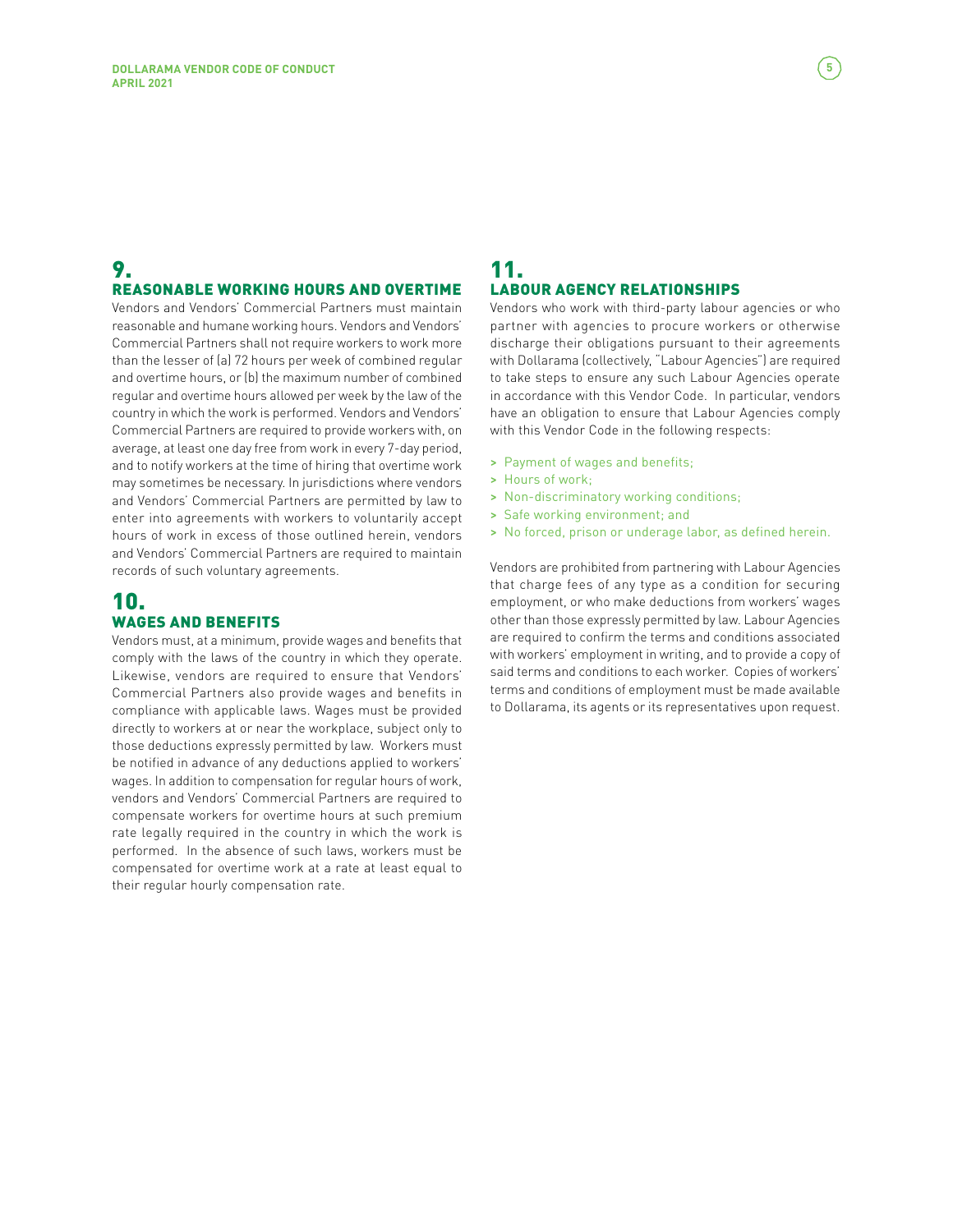## 9. REASONABLE WORKING HOURS AND OVERTIME

Vendors and Vendors' Commercial Partners must maintain reasonable and humane working hours. Vendors and Vendors' Commercial Partners shall not require workers to work more than the lesser of (a) 72 hours per week of combined regular and overtime hours, or (b) the maximum number of combined regular and overtime hours allowed per week by the law of the country in which the work is performed. Vendors and Vendors' Commercial Partners are required to provide workers with, on average, at least one day free from work in every 7-day period, and to notify workers at the time of hiring that overtime work may sometimes be necessary. In jurisdictions where vendors and Vendors' Commercial Partners are permitted by law to enter into agreements with workers to voluntarily accept hours of work in excess of those outlined herein, vendors and Vendors' Commercial Partners are required to maintain records of such voluntary agreements.

## 10. WAGES AND BENEFITS

Vendors must, at a minimum, provide wages and benefits that comply with the laws of the country in which they operate. Likewise, vendors are required to ensure that Vendors' Commercial Partners also provide wages and benefits in compliance with applicable laws. Wages must be provided directly to workers at or near the workplace, subject only to those deductions expressly permitted by law. Workers must be notified in advance of any deductions applied to workers' wages. In addition to compensation for regular hours of work, vendors and Vendors' Commercial Partners are required to compensate workers for overtime hours at such premium rate legally required in the country in which the work is performed. In the absence of such laws, workers must be compensated for overtime work at a rate at least equal to their regular hourly compensation rate.

## 11. LABOUR AGENCY RELATIONSHIPS

Vendors who work with third-party labour agencies or who partner with agencies to procure workers or otherwise discharge their obligations pursuant to their agreements with Dollarama (collectively, "Labour Agencies") are required to take steps to ensure any such Labour Agencies operate in accordance with this Vendor Code. In particular, vendors have an obligation to ensure that Labour Agencies comply with this Vendor Code in the following respects:

- Payment of wages and benefits;
- Hours of work;
- Non-discriminatory working conditions;
- Safe working environment; and
- No forced, prison or underage labor, as defined herein.

Vendors are prohibited from partnering with Labour Agencies that charge fees of any type as a condition for securing employment, or who make deductions from workers' wages other than those expressly permitted by law. Labour Agencies are required to confirm the terms and conditions associated with workers' employment in writing, and to provide a copy of said terms and conditions to each worker. Copies of workers' terms and conditions of employment must be made available to Dollarama, its agents or its representatives upon request.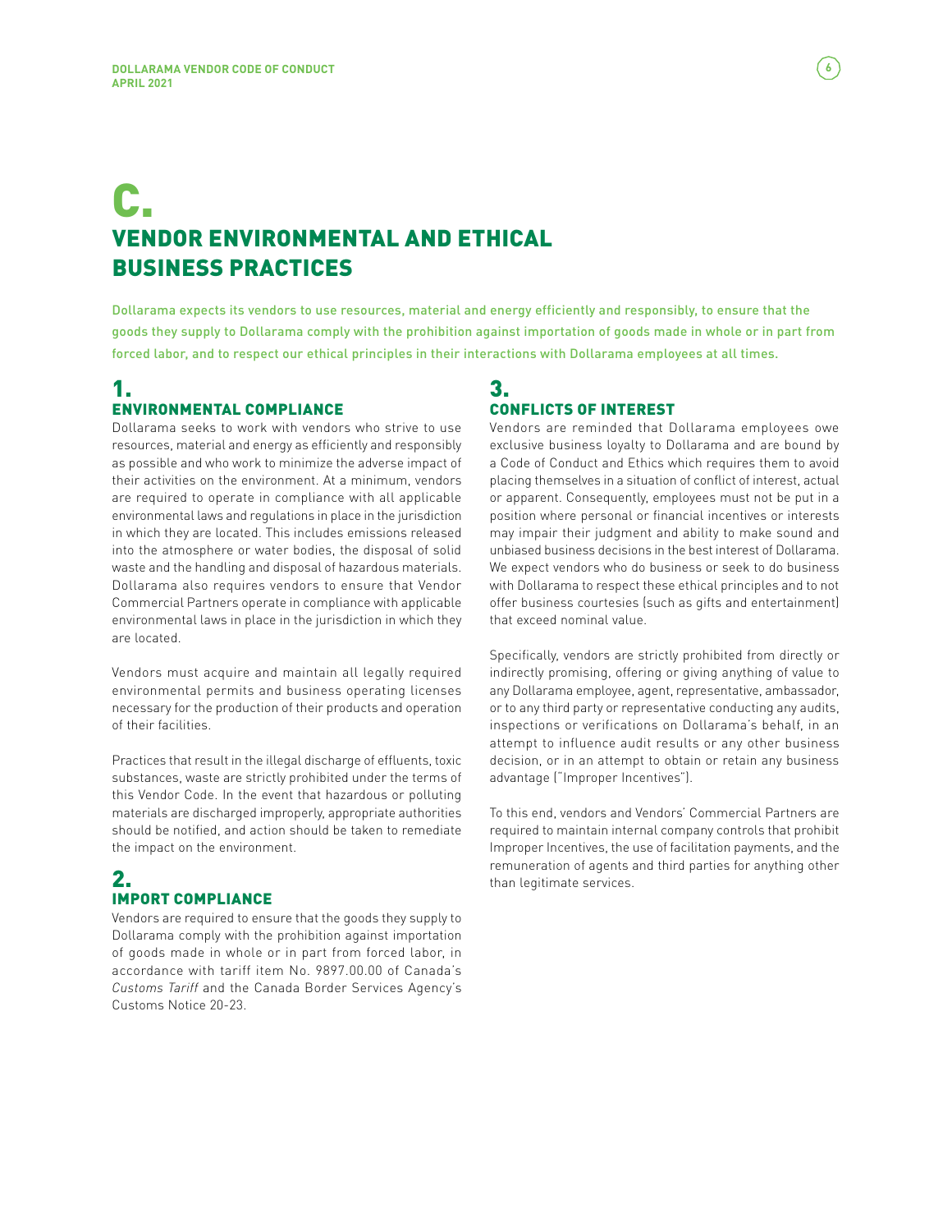# C. VENDOR ENVIRONMENTAL AND ETHICAL BUSINESS PRACTICES

Dollarama expects its vendors to use resources, material and energy efficiently and responsibly, to ensure that the goods they supply to Dollarama comply with the prohibition against importation of goods made in whole or in part from forced labor, and to respect our ethical principles in their interactions with Dollarama employees at all times.

## 1. ENVIRONMENTAL COMPLIANCE

Dollarama seeks to work with vendors who strive to use resources, material and energy as efficiently and responsibly as possible and who work to minimize the adverse impact of their activities on the environment. At a minimum, vendors are required to operate in compliance with all applicable environmental laws and regulations in place in the jurisdiction in which they are located. This includes emissions released into the atmosphere or water bodies, the disposal of solid waste and the handling and disposal of hazardous materials. Dollarama also requires vendors to ensure that Vendor Commercial Partners operate in compliance with applicable environmental laws in place in the jurisdiction in which they are located.

Vendors must acquire and maintain all legally required environmental permits and business operating licenses necessary for the production of their products and operation of their facilities.

Practices that result in the illegal discharge of effluents, toxic substances, waste are strictly prohibited under the terms of this Vendor Code. In the event that hazardous or polluting materials are discharged improperly, appropriate authorities should be notified, and action should be taken to remediate the impact on the environment.

## 2. IMPORT COMPLIANCE

Vendors are required to ensure that the goods they supply to Dollarama comply with the prohibition against importation of goods made in whole or in part from forced labor, in accordance with tariff item No. 9897.00.00 of Canada's *Customs Tariff* and the Canada Border Services Agency's Customs Notice 20-23.

## 3. CONFLICTS OF INTEREST

Vendors are reminded that Dollarama employees owe exclusive business loyalty to Dollarama and are bound by a Code of Conduct and Ethics which requires them to avoid placing themselves in a situation of conflict of interest, actual or apparent. Consequently, employees must not be put in a position where personal or financial incentives or interests may impair their judgment and ability to make sound and unbiased business decisions in the best interest of Dollarama. We expect vendors who do business or seek to do business with Dollarama to respect these ethical principles and to not offer business courtesies (such as gifts and entertainment) that exceed nominal value.

Specifically, vendors are strictly prohibited from directly or indirectly promising, offering or giving anything of value to any Dollarama employee, agent, representative, ambassador, or to any third party or representative conducting any audits, inspections or verifications on Dollarama's behalf, in an attempt to influence audit results or any other business decision, or in an attempt to obtain or retain any business advantage ("Improper Incentives").

To this end, vendors and Vendors' Commercial Partners are required to maintain internal company controls that prohibit Improper Incentives, the use of facilitation payments, and the remuneration of agents and third parties for anything other than legitimate services.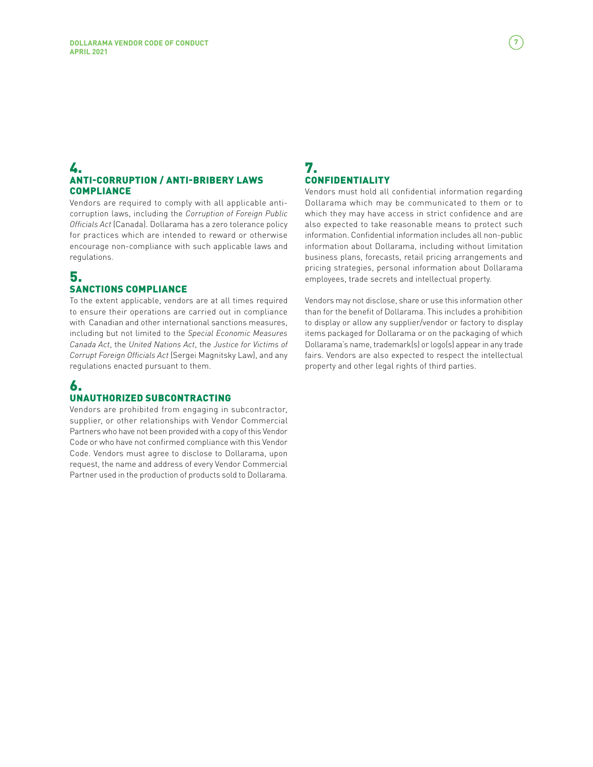## 4. ANTI-CORRUPTION / ANTI-BRIBERY LAWS COMPLIANCE

Vendors are required to comply with all applicable anti-corruption laws, including the *Corruption of Foreign Public Officials Act* (Canada). Dollarama has a zero tolerance policy for practices which are intended to reward or otherwise encourage non-compliance with such applicable laws and regulations.

## 5. SANCTIONS COMPLIANCE

To the extent applicable, vendors are at all times required to ensure their operations are carried out in compliance with Canadian and other international sanctions measures, including but not limited to the *Special Economic Measures Canada Act*, the *United Nations Act*, the *Justice for Victims of Corrupt Foreign Officials Act* (Sergei Magnitsky Law), and any regulations enacted pursuant to them.

## 6. UNAUTHORIZED SUBCONTRACTING

Vendors are prohibited from engaging in subcontractor, supplier, or other relationships with Vendor Commercial Partners who have not been provided with a copy of this Vendor Code or who have not confirmed compliance with this Vendor Code. Vendors must agree to disclose to Dollarama, upon request, the name and address of every Vendor Commercial Partner used in the production of products sold to Dollarama.

## 7. CONFIDENTIALITY

Vendors must hold all confidential information regarding Dollarama which may be communicated to them or to which they may have access in strict confidence and are also expected to take reasonable means to protect such information. Confidential information includes all non-public information about Dollarama, including without limitation business plans, forecasts, retail pricing arrangements and pricing strategies, personal information about Dollarama employees, trade secrets and intellectual property.

Vendors may not disclose, share or use this information other than for the benefit of Dollarama. This includes a prohibition to display or allow any supplier/vendor or factory to display items packaged for Dollarama or on the packaging of which Dollarama's name, trademark(s) or logo(s) appear in any trade fairs. Vendors are also expected to respect the intellectual property and other legal rights of third parties.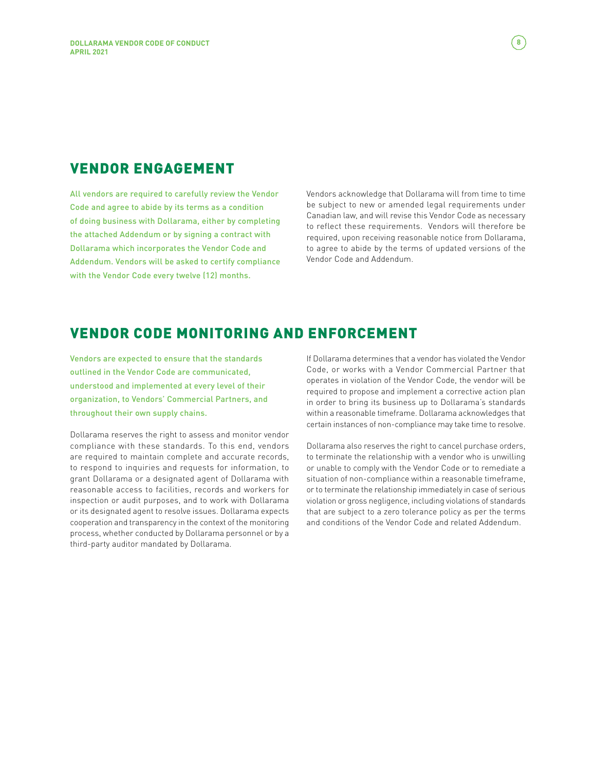## VENDOR ENGAGEMENT

**All vendors are required to carefully review the Vendor Code and agree to abide by its terms as a condition of doing business with Dollarama, either by completing the attached Addendum or by signing a contract with Dollarama which incorporates the Vendor Code and Addendum. Vendors will be asked to certify compliance with the Vendor Code every twelve (12) months.**

Vendors acknowledge that Dollarama will from time to time be subject to new or amended legal requirements under Canadian law, and will revise this Vendor Code as necessary to reflect these requirements. Vendors will therefore be required, upon receiving reasonable notice from Dollarama, to agree to abide by the terms of updated versions of the Vendor Code and Addendum.

## VENDOR CODE MONITORING AND ENFORCEMENT

**Vendors are expected to ensure that the standards outlined in the Vendor Code are communicated, understood and implemented at every level of their organization, to Vendors' Commercial Partners, and throughout their own supply chains.**

Dollarama reserves the right to assess and monitor vendor compliance with these standards. To this end, vendors are required to maintain complete and accurate records, to respond to inquiries and requests for information, to grant Dollarama or a designated agent of Dollarama with reasonable access to facilities, records and workers for inspection or audit purposes, and to work with Dollarama or its designated agent to resolve issues. Dollarama expects cooperation and transparency in the context of the monitoring process, whether conducted by Dollarama personnel or by a third-party auditor mandated by Dollarama.

If Dollarama determines that a vendor has violated the Vendor Code, or works with a Vendor Commercial Partner that operates in violation of the Vendor Code, the vendor will be required to propose and implement a corrective action plan in order to bring its business up to Dollarama's standards within a reasonable timeframe. Dollarama acknowledges that certain instances of non-compliance may take time to resolve.

Dollarama also reserves the right to cancel purchase orders, to terminate the relationship with a vendor who is unwilling or unable to comply with the Vendor Code or to remediate a situation of non-compliance within a reasonable timeframe, or to terminate the relationship immediately in case of serious violation or gross negligence, including violations of standards that are subject to a zero tolerance policy as per the terms and conditions of the Vendor Code and related Addendum.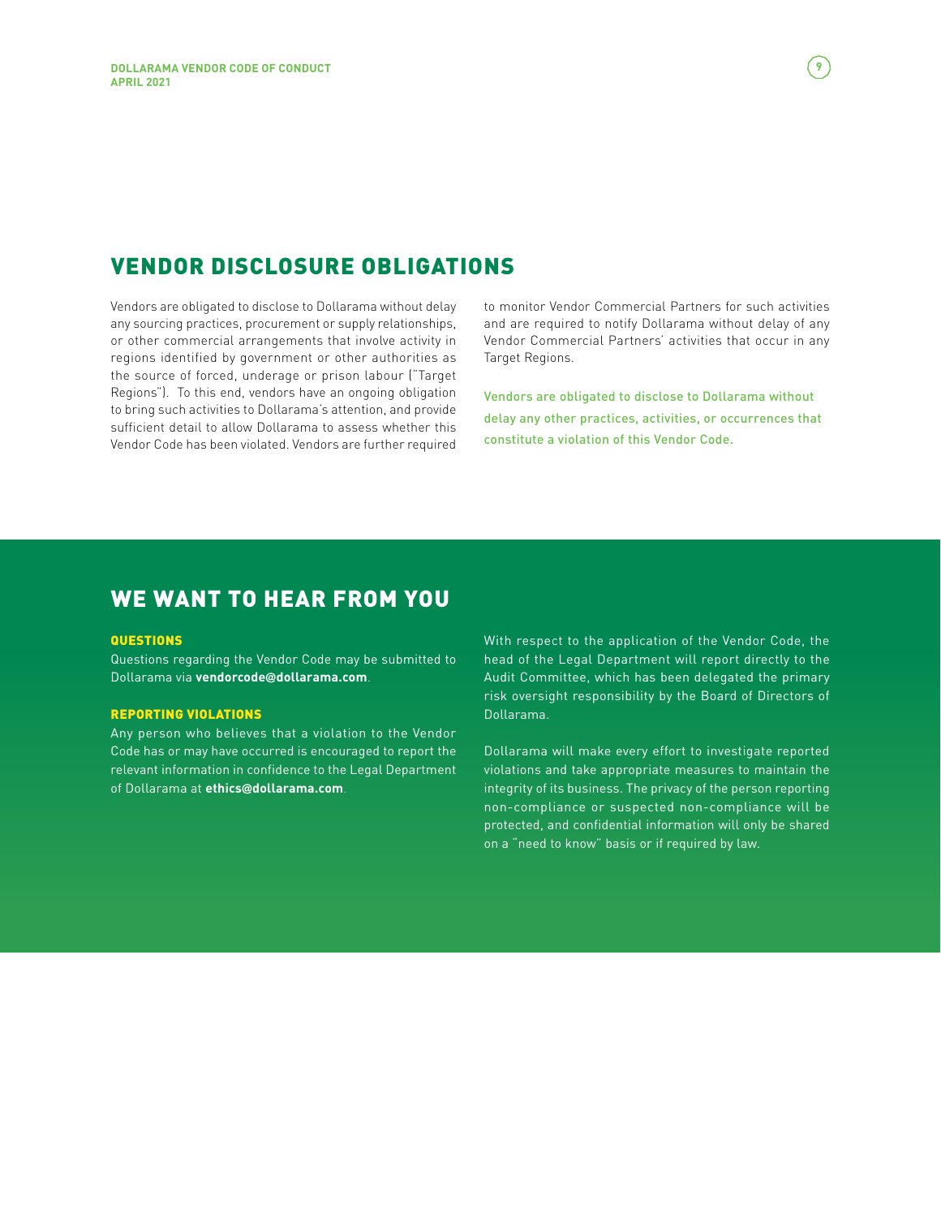## VENDOR DISCLOSURE OBLIGATIONS

Vendors are obligated to disclose to Dollarama without delay any sourcing practices, procurement or supply relationships, or other commercial arrangements that involve activity in regions identified by government or other authorities as the source of forced, underage or prison labour ("Target Regions"). To this end, vendors have an ongoing obligation to bring such activities to Dollarama's attention, and provide sufficient detail to allow Dollarama to assess whether this Vendor Code has been violated. Vendors are further required to monitor Vendor Commercial Partners for such activities and are required to notify Dollarama without delay of any Vendor Commercial Partners' activities that occur in any Target Regions.

Vendors are obligated to disclose to Dollarama without delay any other practices, activities, or occurrences that constitute a violation of this Vendor Code.

## WE WANT TO HEAR FROM YOU

### QUESTIONS

Questions regarding the Vendor Code may be submitted to Dollarama via **vendorcode@dollarama.com**.

### REPORTING VIOLATIONS

Any person who believes that a violation to the Vendor Code has or may have occurred is encouraged to report the relevant information in confidence to the Legal Department of Dollarama at **ethics@dollarama.com**.

With respect to the application of the Vendor Code, the head of the Legal Department will report directly to the Audit Committee, which has been delegated the primary risk oversight responsibility by the Board of Directors of Dollarama.

Dollarama will make every effort to investigate reported violations and take appropriate measures to maintain the integrity of its business. The privacy of the person reporting non-compliance or suspected non-compliance will be protected, and confidential information will only be shared on a "need to know" basis or if required by law.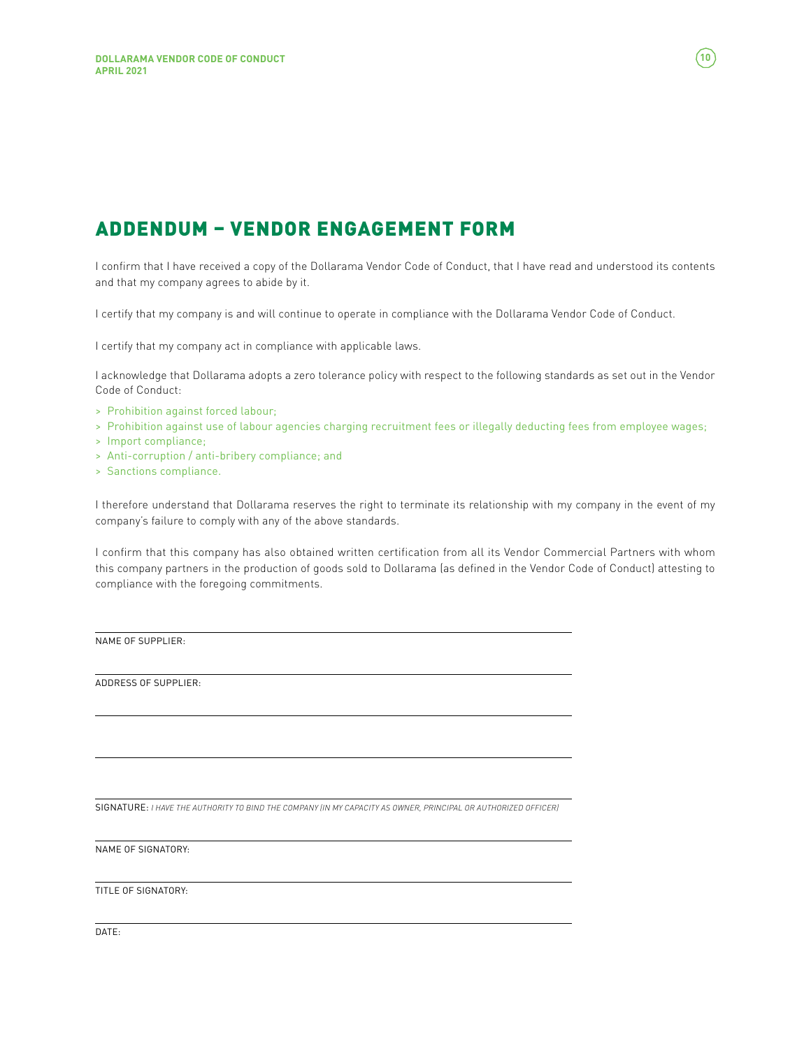# ADDENDUM – VENDOR ENGAGEMENT FORM

I confirm that I have received a copy of the Dollarama Vendor Code of Conduct, that I have read and understood its contents and that my company agrees to abide by it.

I certify that my company is and will continue to operate in compliance with the Dollarama Vendor Code of Conduct.

I certify that my company act in compliance with applicable laws.

I acknowledge that Dollarama adopts a zero tolerance policy with respect to the following standards as set out in the Vendor Code of Conduct:

> Prohibition against forced labour;
> Prohibition against use of labour agencies charging recruitment fees or illegally deducting fees from employee wages;
> Import compliance;
> Anti-corruption / anti-bribery compliance; and
> Sanctions compliance.

I therefore understand that Dollarama reserves the right to terminate its relationship with my company in the event of my company's failure to comply with any of the above standards.

I confirm that this company has also obtained written certification from all its Vendor Commercial Partners with whom this company partners in the production of goods sold to Dollarama (as defined in the Vendor Code of Conduct) attesting to compliance with the foregoing commitments.

NAME OF SUPPLIER:

ADDRESS OF SUPPLIER:

SIGNATURE: *I HAVE THE AUTHORITY TO BIND THE COMPANY (IN MY CAPACITY AS OWNER, PRINCIPAL OR AUTHORIZED OFFICER)*

NAME OF SIGNATORY:

TITLE OF SIGNATORY:

DATE: